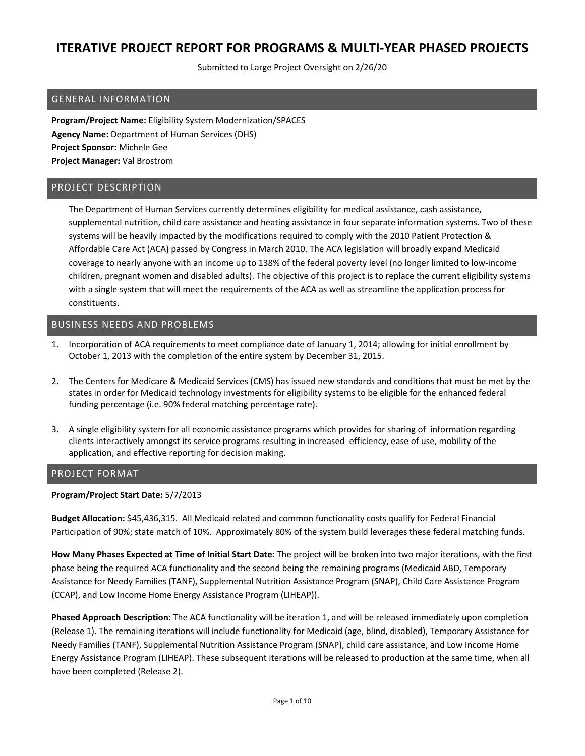# ITERATIVE PROJECT REPORT FOR PROGRAMS & MULTI-YEAR PHASED PROJECTS

Submitted to Large Project Oversight on 2/26/20

## GENERAL INFORMATION

**Program/Project Name:** Eligibility System Modernization/SPACES
**Agency Name:** Department of Human Services (DHS)
**Project Sponsor:** Michele Gee
**Project Manager:** Val Brostrom

## PROJECT DESCRIPTION

The Department of Human Services currently determines eligibility for medical assistance, cash assistance, supplemental nutrition, child care assistance and heating assistance in four separate information systems. Two of these systems will be heavily impacted by the modifications required to comply with the 2010 Patient Protection & Affordable Care Act (ACA) passed by Congress in March 2010. The ACA legislation will broadly expand Medicaid coverage to nearly anyone with an income up to 138% of the federal poverty level (no longer limited to low-income children, pregnant women and disabled adults). The objective of this project is to replace the current eligibility systems with a single system that will meet the requirements of the ACA as well as streamline the application process for constituents.

## BUSINESS NEEDS AND PROBLEMS

1. Incorporation of ACA requirements to meet compliance date of January 1, 2014; allowing for initial enrollment by October 1, 2013 with the completion of the entire system by December 31, 2015.

2. The Centers for Medicare & Medicaid Services (CMS) has issued new standards and conditions that must be met by the states in order for Medicaid technology investments for eligibility systems to be eligible for the enhanced federal funding percentage (i.e. 90% federal matching percentage rate).

3. A single eligibility system for all economic assistance programs which provides for sharing of information regarding clients interactively amongst its service programs resulting in increased efficiency, ease of use, mobility of the application, and effective reporting for decision making.

## PROJECT FORMAT

**Program/Project Start Date:** 5/7/2013

**Budget Allocation:** $45,436,315. All Medicaid related and common functionality costs qualify for Federal Financial Participation of 90%; state match of 10%. Approximately 80% of the system build leverages these federal matching funds.

**How Many Phases Expected at Time of Initial Start Date:** The project will be broken into two major iterations, with the first phase being the required ACA functionality and the second being the remaining programs (Medicaid ABD, Temporary Assistance for Needy Families (TANF), Supplemental Nutrition Assistance Program (SNAP), Child Care Assistance Program (CCAP), and Low Income Home Energy Assistance Program (LIHEAP)).

**Phased Approach Description:** The ACA functionality will be iteration 1, and will be released immediately upon completion (Release 1). The remaining iterations will include functionality for Medicaid (age, blind, disabled), Temporary Assistance for Needy Families (TANF), Supplemental Nutrition Assistance Program (SNAP), child care assistance, and Low Income Home Energy Assistance Program (LIHEAP). These subsequent iterations will be released to production at the same time, when all have been completed (Release 2).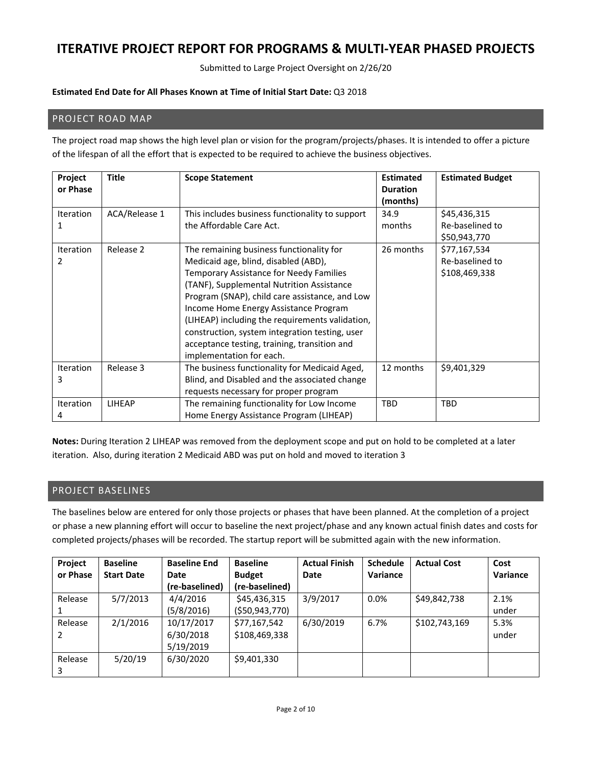# ITERATIVE PROJECT REPORT FOR PROGRAMS & MULTI-YEAR PHASED PROJECTS

Submitted to Large Project Oversight on 2/26/20

**Estimated End Date for All Phases Known at Time of Initial Start Date:** Q3 2018

## PROJECT ROAD MAP

The project road map shows the high level plan or vision for the program/projects/phases. It is intended to offer a picture of the lifespan of all the effort that is expected to be required to achieve the business objectives.

| Project or Phase | Title | Scope Statement | Estimated Duration (months) | Estimated Budget |
|---|---|---|---|---|
| Iteration 1 | ACA/Release 1 | This includes business functionality to support the Affordable Care Act. | 34.9 months | $45,436,315 Re-baselined to $50,943,770 |
| Iteration 2 | Release 2 | The remaining business functionality for Medicaid age, blind, disabled (ABD), Temporary Assistance for Needy Families (TANF), Supplemental Nutrition Assistance Program (SNAP), child care assistance, and Low Income Home Energy Assistance Program (LIHEAP) including the requirements validation, construction, system integration testing, user acceptance testing, training, transition and implementation for each. | 26 months | $77,167,534 Re-baselined to $108,469,338 |
| Iteration 3 | Release 3 | The business functionality for Medicaid Aged, Blind, and Disabled and the associated change requests necessary for proper program | 12 months | $9,401,329 |
| Iteration 4 | LIHEAP | The remaining functionality for Low Income Home Energy Assistance Program (LIHEAP) | TBD | TBD |

**Notes:** During Iteration 2 LIHEAP was removed from the deployment scope and put on hold to be completed at a later iteration. Also, during iteration 2 Medicaid ABD was put on hold and moved to iteration 3

## PROJECT BASELINES

The baselines below are entered for only those projects or phases that have been planned. At the completion of a project or phase a new planning effort will occur to baseline the next project/phase and any known actual finish dates and costs for completed projects/phases will be recorded. The startup report will be submitted again with the new information.

| Project or Phase | Baseline Start Date | Baseline End Date (re-baselined) | Baseline Budget (re-baselined) | Actual Finish Date | Schedule Variance | Actual Cost | Cost Variance |
|---|---|---|---|---|---|---|---|
| Release 1 | 5/7/2013 | 4/4/2016 (5/8/2016) | $45,436,315 ($50,943,770) | 3/9/2017 | 0.0% | $49,842,738 | 2.1% under |
| Release 2 | 2/1/2016 | 10/17/2017 6/30/2018 5/19/2019 | $77,167,542 $108,469,338 | 6/30/2019 | 6.7% | $102,743,169 | 5.3% under |
| Release 3 | 5/20/19 | 6/30/2020 | $9,401,330 | | | | |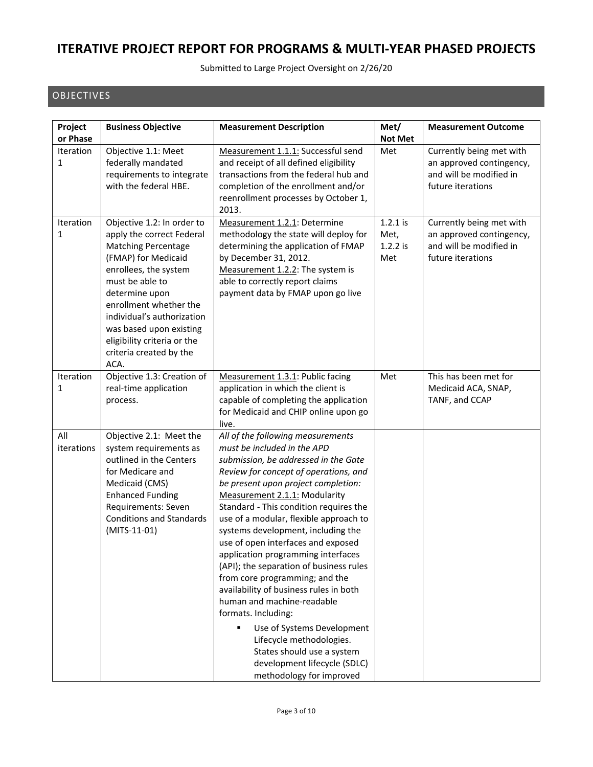# ITERATIVE PROJECT REPORT FOR PROGRAMS & MULTI-YEAR PHASED PROJECTS

Submitted to Large Project Oversight on 2/26/20

## OBJECTIVES

| Project or Phase | Business Objective | Measurement Description | Met/ Not Met | Measurement Outcome |
|---|---|---|---|---|
| Iteration 1 | Objective 1.1: Meet federally mandated requirements to integrate with the federal HBE. | Measurement 1.1.1: Successful send and receipt of all defined eligibility transactions from the federal hub and completion of the enrollment and/or reenrollment processes by October 1, 2013. | Met | Currently being met with an approved contingency, and will be modified in future iterations |
| Iteration 1 | Objective 1.2: In order to apply the correct Federal Matching Percentage (FMAP) for Medicaid enrollees, the system must be able to determine upon enrollment whether the individual's authorization was based upon existing eligibility criteria or the criteria created by the ACA. | Measurement 1.2.1: Determine methodology the state will deploy for determining the application of FMAP by December 31, 2012.<br>Measurement 1.2.2: The system is able to correctly report claims payment data by FMAP upon go live | 1.2.1 is Met, 1.2.2 is Met | Currently being met with an approved contingency, and will be modified in future iterations |
| Iteration 1 | Objective 1.3: Creation of real-time application process. | Measurement 1.3.1: Public facing application in which the client is capable of completing the application for Medicaid and CHIP online upon go live. | Met | This has been met for Medicaid ACA, SNAP, TANF, and CCAP |
| All iterations | Objective 2.1: Meet the system requirements as outlined in the Centers for Medicare and Medicaid (CMS) Enhanced Funding Requirements: Seven Conditions and Standards (MITS-11-01) | *All of the following measurements must be included in the APD submission, be addressed in the Gate Review for concept of operations, and be present upon project completion:*<br>Measurement 2.1.1: Modularity Standard - This condition requires the use of a modular, flexible approach to systems development, including the use of open interfaces and exposed application programming interfaces (API); the separation of business rules from core programming; and the availability of business rules in both human and machine-readable formats. Including:<br>▪ Use of Systems Development Lifecycle methodologies. States should use a system development lifecycle (SDLC) methodology for improved | | |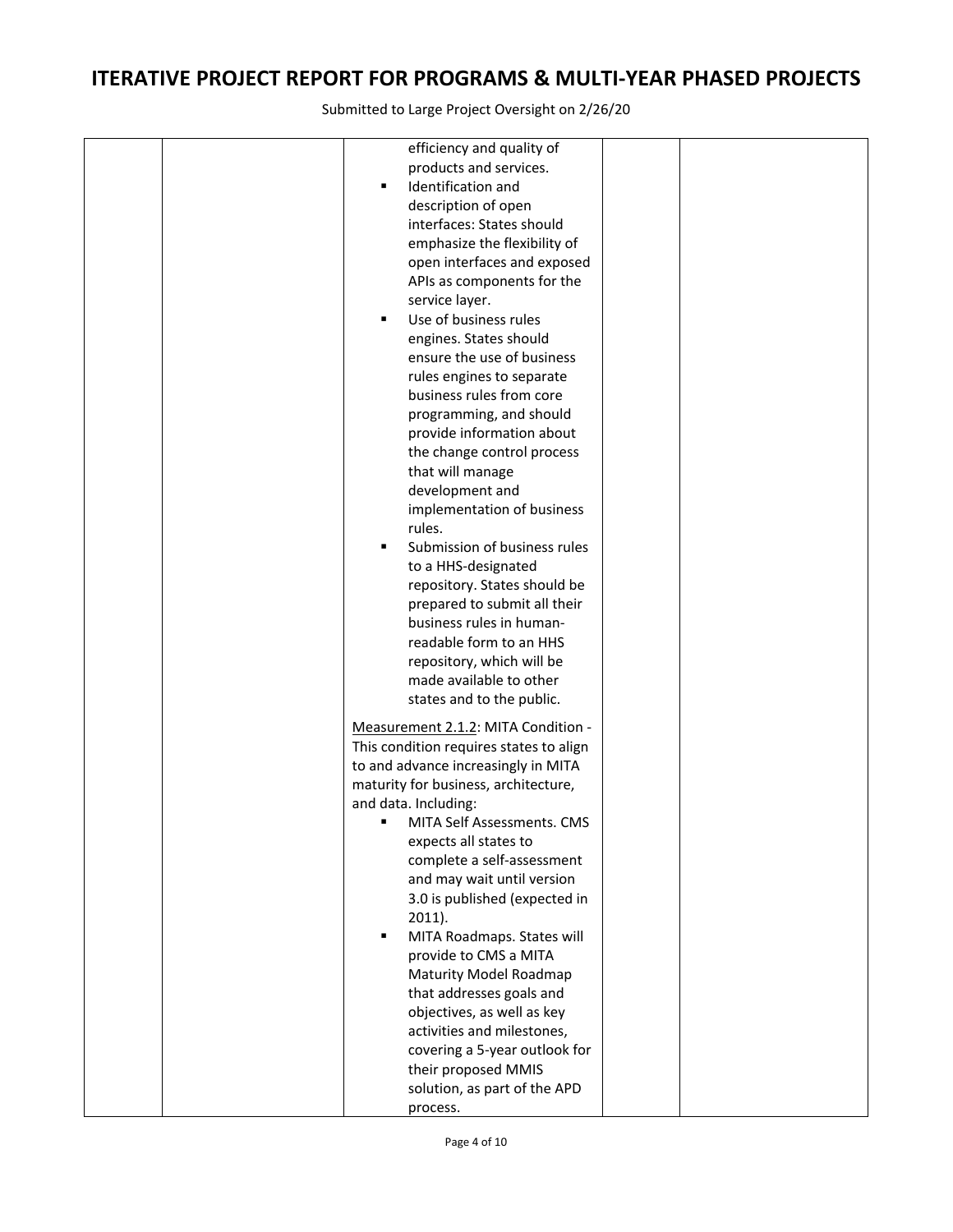# ITERATIVE PROJECT REPORT FOR PROGRAMS & MULTI-YEAR PHASED PROJECTS

Submitted to Large Project Oversight on 2/26/20

| | | | | |
|---|---|---|---|---|
| | | efficiency and quality of products and services.<br>▪ Identification and description of open interfaces: States should emphasize the flexibility of open interfaces and exposed APIs as components for the service layer.<br>▪ Use of business rules engines. States should ensure the use of business rules engines to separate business rules from core programming, and should provide information about the change control process that will manage development and implementation of business rules.<br>▪ Submission of business rules to a HHS-designated repository. States should be prepared to submit all their business rules in human-readable form to an HHS repository, which will be made available to other states and to the public.<br><br><u>Measurement 2.1.2</u>: MITA Condition - This condition requires states to align to and advance increasingly in MITA maturity for business, architecture, and data. Including:<br>▪ MITA Self Assessments. CMS expects all states to complete a self-assessment and may wait until version 3.0 is published (expected in 2011).<br>▪ MITA Roadmaps. States will provide to CMS a MITA Maturity Model Roadmap that addresses goals and objectives, as well as key activities and milestones, covering a 5-year outlook for their proposed MMIS solution, as part of the APD process. | | |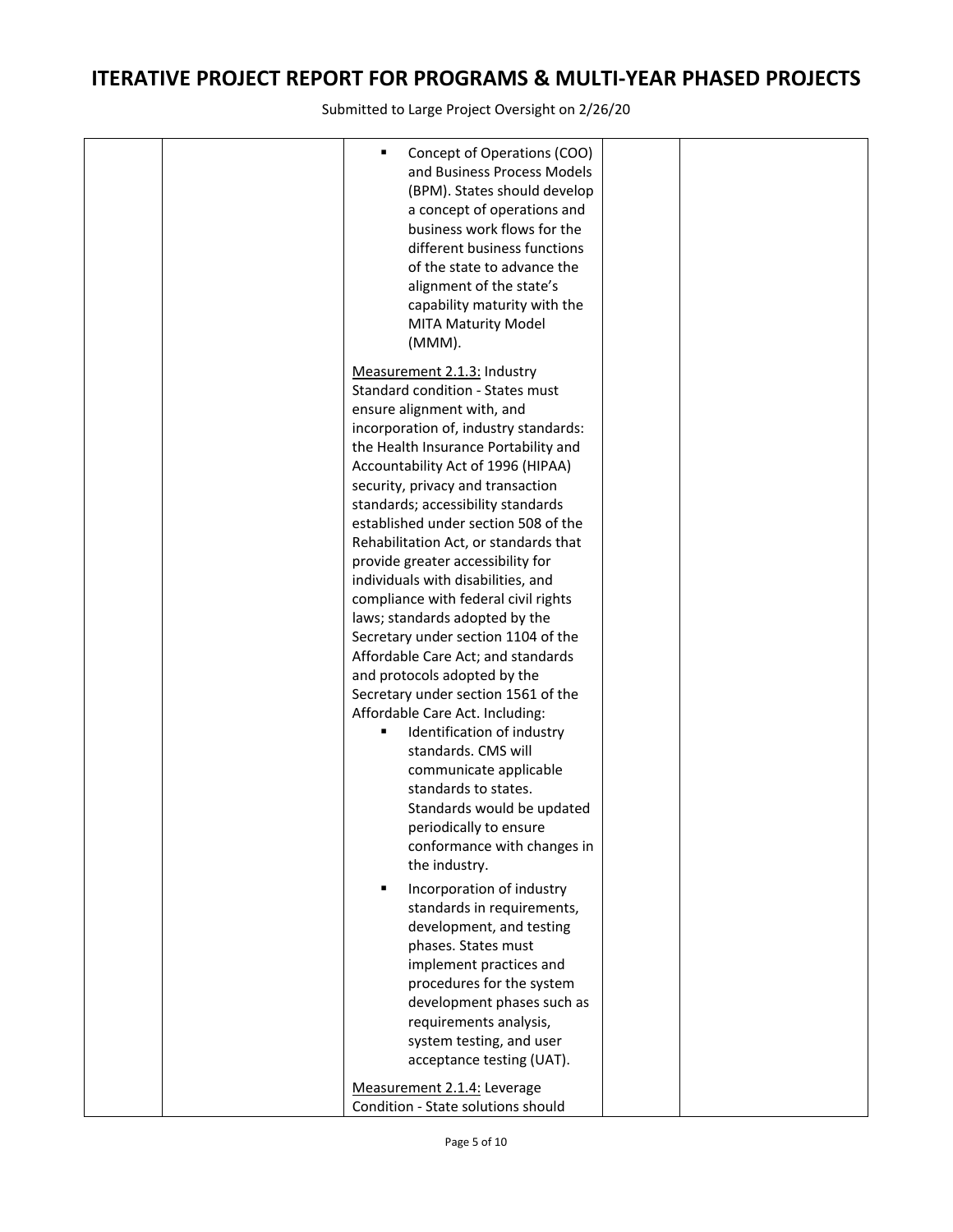# ITERATIVE PROJECT REPORT FOR PROGRAMS & MULTI-YEAR PHASED PROJECTS

Submitted to Large Project Oversight on 2/26/20

| | | | | |
|---|---|---|---|---|
| | | ▪ Concept of Operations (COO) and Business Process Models (BPM). States should develop a concept of operations and business work flows for the different business functions of the state to advance the alignment of the state's capability maturity with the MITA Maturity Model (MMM).<br><br><u>Measurement 2.1.3:</u> Industry Standard condition - States must ensure alignment with, and incorporation of, industry standards: the Health Insurance Portability and Accountability Act of 1996 (HIPAA) security, privacy and transaction standards; accessibility standards established under section 508 of the Rehabilitation Act, or standards that provide greater accessibility for individuals with disabilities, and compliance with federal civil rights laws; standards adopted by the Secretary under section 1104 of the Affordable Care Act; and standards and protocols adopted by the Secretary under section 1561 of the Affordable Care Act. Including:<br>▪ Identification of industry standards. CMS will communicate applicable standards to states. Standards would be updated periodically to ensure conformance with changes in the industry.<br>▪ Incorporation of industry standards in requirements, development, and testing phases. States must implement practices and procedures for the system development phases such as requirements analysis, system testing, and user acceptance testing (UAT).<br><br><u>Measurement 2.1.4:</u> Leverage Condition - State solutions should | | |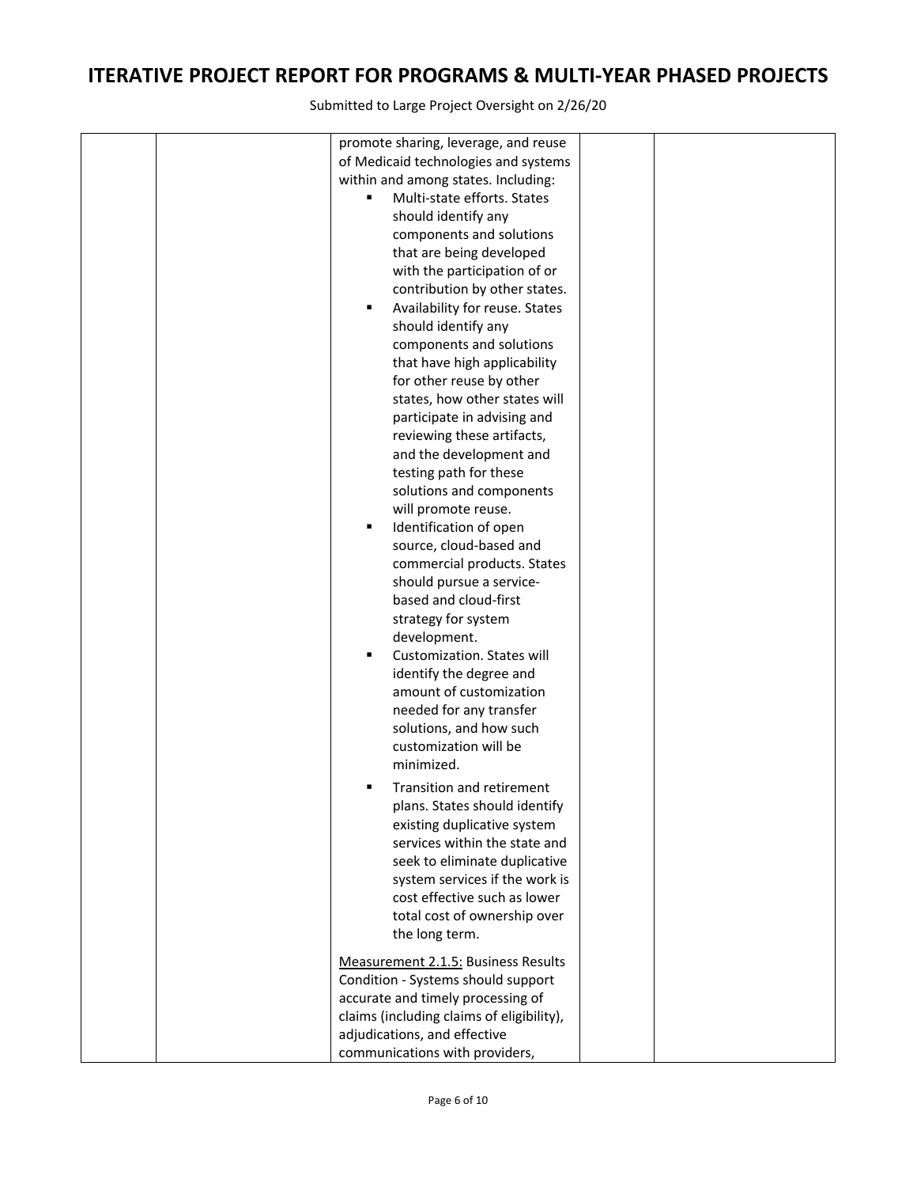# ITERATIVE PROJECT REPORT FOR PROGRAMS & MULTI-YEAR PHASED PROJECTS

Submitted to Large Project Oversight on 2/26/20

| | | | | |
|---|---|---|---|---|
| | | promote sharing, leverage, and reuse of Medicaid technologies and systems within and among states. Including:<br>▪ Multi-state efforts. States should identify any components and solutions that are being developed with the participation of or contribution by other states.<br>▪ Availability for reuse. States should identify any components and solutions that have high applicability for other reuse by other states, how other states will participate in advising and reviewing these artifacts, and the development and testing path for these solutions and components will promote reuse.<br>▪ Identification of open source, cloud-based and commercial products. States should pursue a service-based and cloud-first strategy for system development.<br>▪ Customization. States will identify the degree and amount of customization needed for any transfer solutions, and how such customization will be minimized.<br>▪ Transition and retirement plans. States should identify existing duplicative system services within the state and seek to eliminate duplicative system services if the work is cost effective such as lower total cost of ownership over the long term.<br><br><u>Measurement 2.1.5:</u> Business Results Condition - Systems should support accurate and timely processing of claims (including claims of eligibility), adjudications, and effective communications with providers, | | |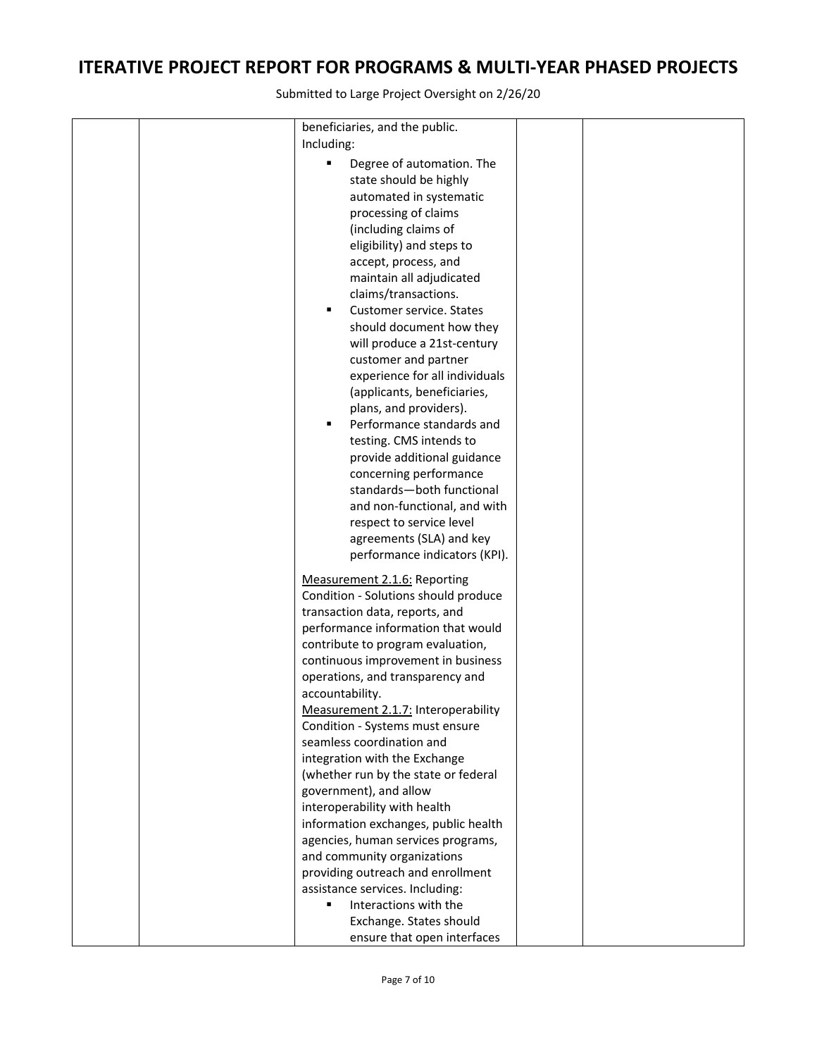# ITERATIVE PROJECT REPORT FOR PROGRAMS & MULTI-YEAR PHASED PROJECTS

Submitted to Large Project Oversight on 2/26/20

| | | | | |
|---|---|---|---|---|
| | | beneficiaries, and the public.<br>Including:<br>▪ Degree of automation. The state should be highly automated in systematic processing of claims (including claims of eligibility) and steps to accept, process, and maintain all adjudicated claims/transactions.<br>▪ Customer service. States should document how they will produce a 21st-century customer and partner experience for all individuals (applicants, beneficiaries, plans, and providers).<br>▪ Performance standards and testing. CMS intends to provide additional guidance concerning performance standards—both functional and non-functional, and with respect to service level agreements (SLA) and key performance indicators (KPI).<br><br><u>Measurement 2.1.6:</u> Reporting Condition - Solutions should produce transaction data, reports, and performance information that would contribute to program evaluation, continuous improvement in business operations, and transparency and accountability.<br><u>Measurement 2.1.7:</u> Interoperability Condition - Systems must ensure seamless coordination and integration with the Exchange (whether run by the state or federal government), and allow interoperability with health information exchanges, public health agencies, human services programs, and community organizations providing outreach and enrollment assistance services. Including:<br>▪ Interactions with the Exchange. States should ensure that open interfaces | | |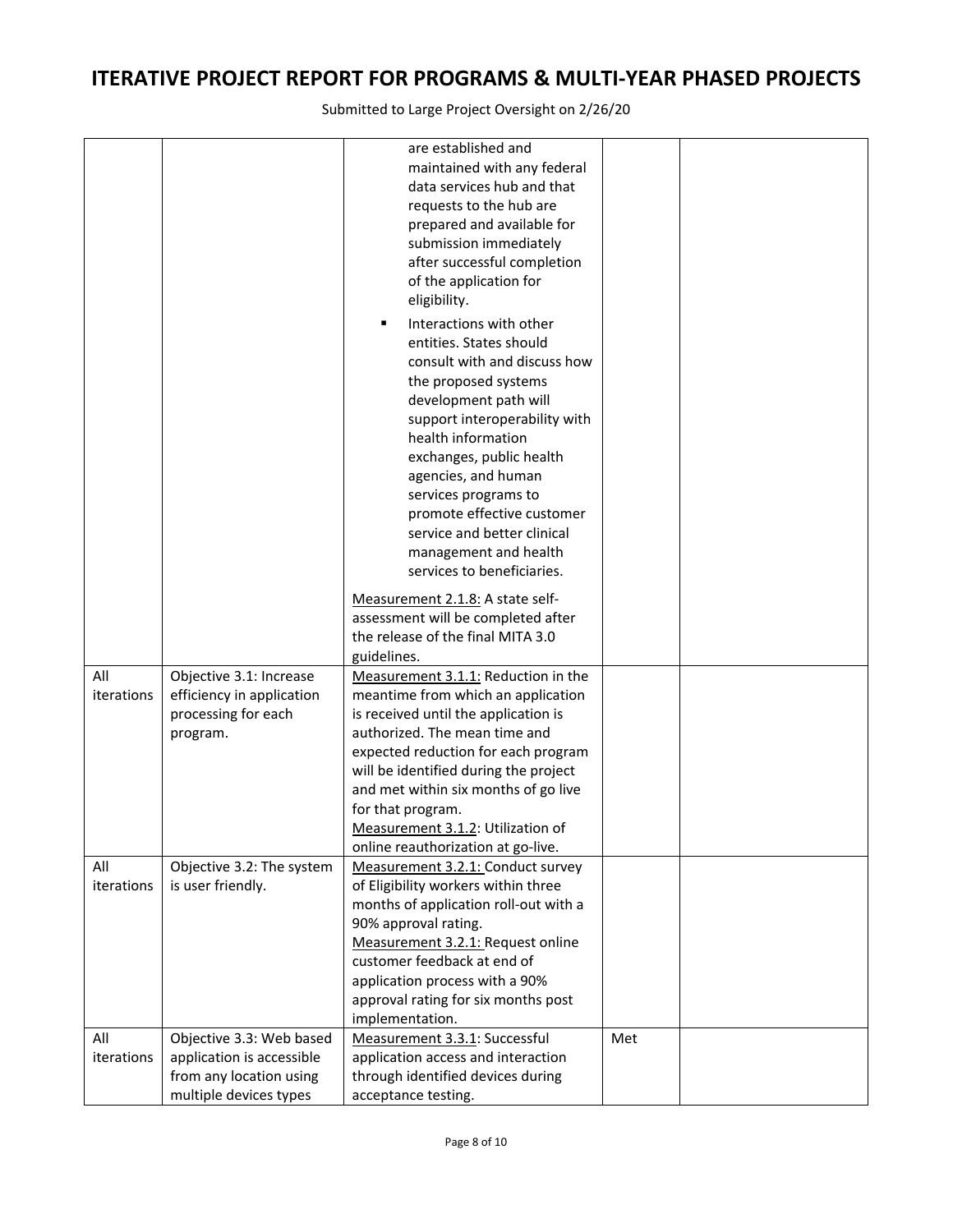# ITERATIVE PROJECT REPORT FOR PROGRAMS & MULTI-YEAR PHASED PROJECTS

Submitted to Large Project Oversight on 2/26/20

| | | | | |
|---|---|---|---|---|
| | | are established and maintained with any federal data services hub and that requests to the hub are prepared and available for submission immediately after successful completion of the application for eligibility.<br>▪ Interactions with other entities. States should consult with and discuss how the proposed systems development path will support interoperability with health information exchanges, public health agencies, and human services programs to promote effective customer service and better clinical management and health services to beneficiaries.<br><br>Measurement 2.1.8: A state self-assessment will be completed after the release of the final MITA 3.0 guidelines. | | |
| All iterations | Objective 3.1: Increase efficiency in application processing for each program. | Measurement 3.1.1: Reduction in the meantime from which an application is received until the application is authorized. The mean time and expected reduction for each program will be identified during the project and met within six months of go live for that program.<br>Measurement 3.1.2: Utilization of online reauthorization at go-live. | | |
| All iterations | Objective 3.2: The system is user friendly. | Measurement 3.2.1: Conduct survey of Eligibility workers within three months of application roll-out with a 90% approval rating.<br>Measurement 3.2.1: Request online customer feedback at end of application process with a 90% approval rating for six months post implementation. | | |
| All iterations | Objective 3.3: Web based application is accessible from any location using multiple devices types | Measurement 3.3.1: Successful application access and interaction through identified devices during acceptance testing. | Met | |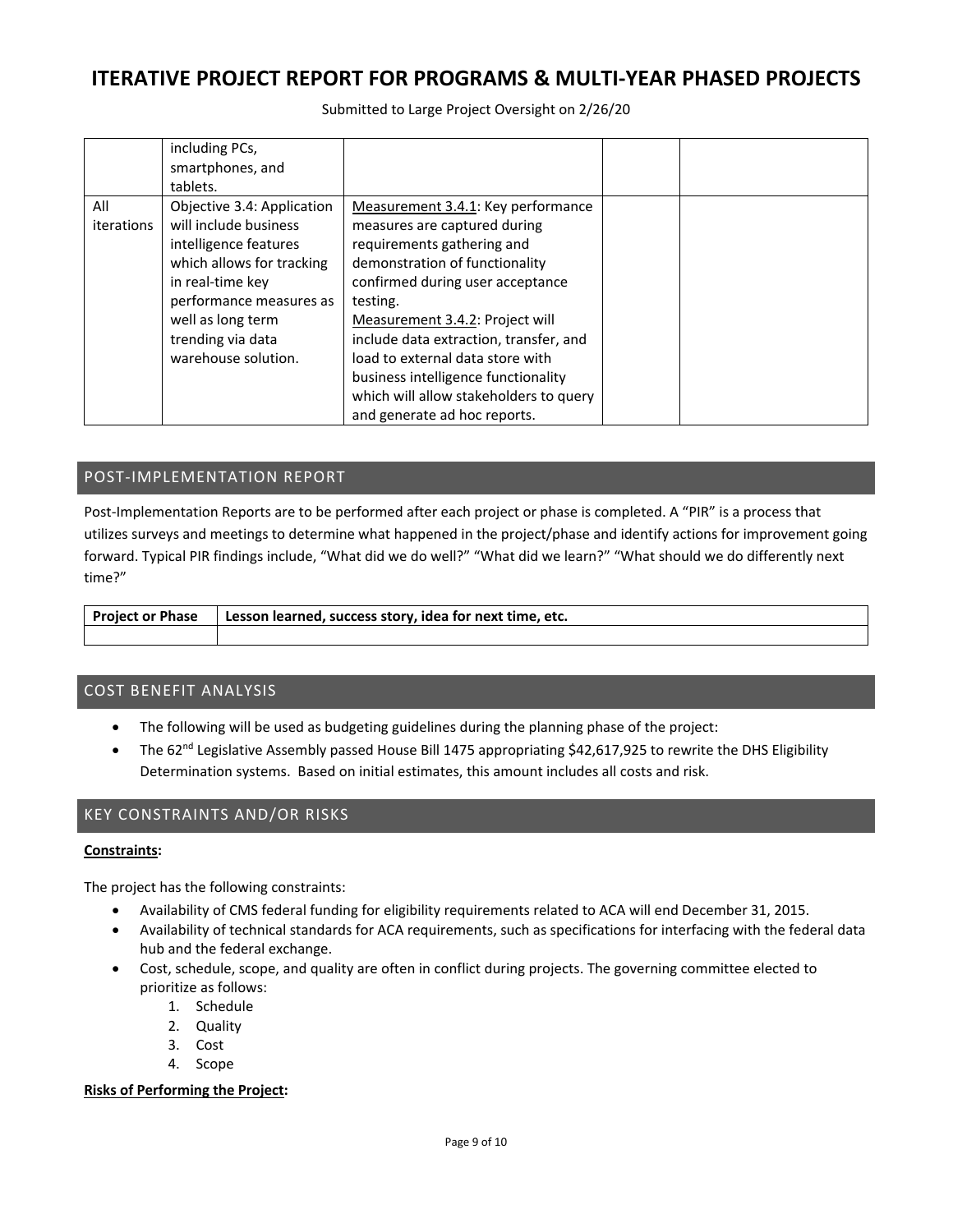| | | | | |
|---|---|---|---|---|
| | including PCs, smartphones, and tablets. | | | |
| All iterations | Objective 3.4: Application will include business intelligence features which allows for tracking in real-time key performance measures as well as long term trending via data warehouse solution. | Measurement 3.4.1: Key performance measures are captured during requirements gathering and demonstration of functionality confirmed during user acceptance testing.<br>Measurement 3.4.2: Project will include data extraction, transfer, and load to external data store with business intelligence functionality which will allow stakeholders to query and generate ad hoc reports. | | |

## POST-IMPLEMENTATION REPORT

Post-Implementation Reports are to be performed after each project or phase is completed. A "PIR" is a process that utilizes surveys and meetings to determine what happened in the project/phase and identify actions for improvement going forward. Typical PIR findings include, "What did we do well?" "What did we learn?" "What should we do differently next time?"

| Project or Phase | Lesson learned, success story, idea for next time, etc. |
|---|---|
| | |

## COST BENEFIT ANALYSIS

- The following will be used as budgeting guidelines during the planning phase of the project:
- The 62nd Legislative Assembly passed House Bill 1475 appropriating $42,617,925 to rewrite the DHS Eligibility Determination systems. Based on initial estimates, this amount includes all costs and risk.

## KEY CONSTRAINTS AND/OR RISKS

**Constraints:**

The project has the following constraints:

- Availability of CMS federal funding for eligibility requirements related to ACA will end December 31, 2015.
- Availability of technical standards for ACA requirements, such as specifications for interfacing with the federal data hub and the federal exchange.
- Cost, schedule, scope, and quality are often in conflict during projects. The governing committee elected to prioritize as follows:
    1. Schedule
    2. Quality
    3. Cost
    4. Scope

**Risks of Performing the Project:**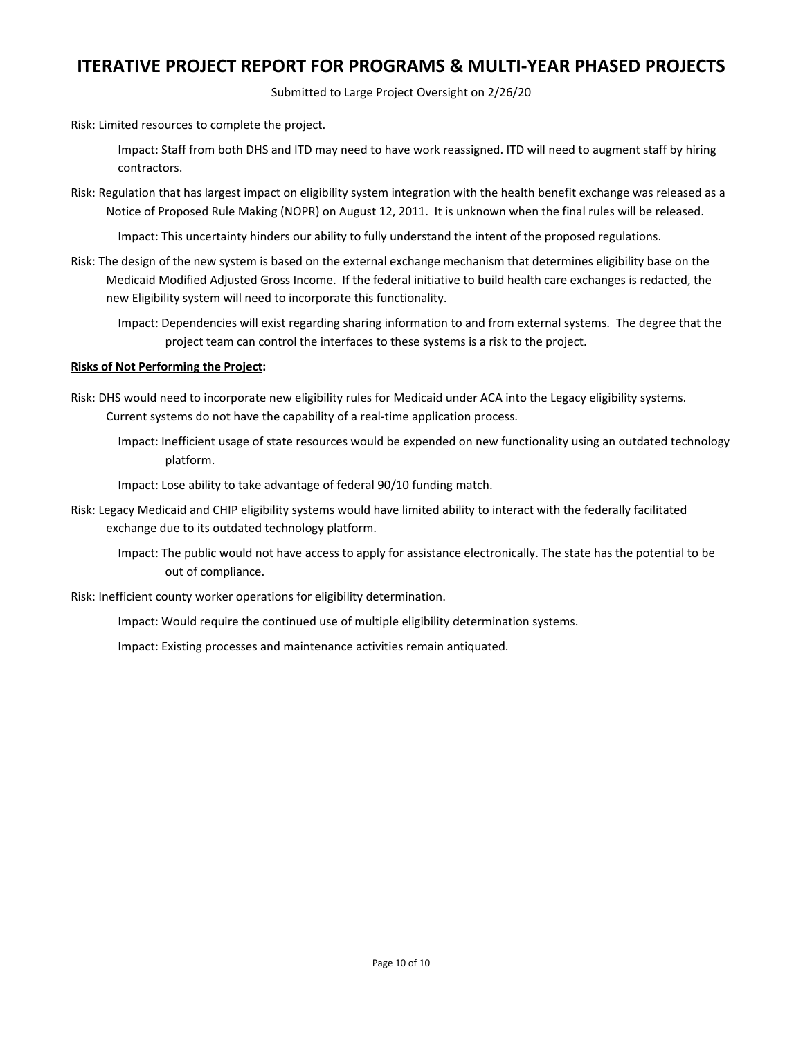Risk: Limited resources to complete the project.

Impact: Staff from both DHS and ITD may need to have work reassigned. ITD will need to augment staff by hiring contractors.

Risk: Regulation that has largest impact on eligibility system integration with the health benefit exchange was released as a Notice of Proposed Rule Making (NOPR) on August 12, 2011. It is unknown when the final rules will be released.

Impact: This uncertainty hinders our ability to fully understand the intent of the proposed regulations.

Risk: The design of the new system is based on the external exchange mechanism that determines eligibility base on the Medicaid Modified Adjusted Gross Income. If the federal initiative to build health care exchanges is redacted, the new Eligibility system will need to incorporate this functionality.

Impact: Dependencies will exist regarding sharing information to and from external systems. The degree that the project team can control the interfaces to these systems is a risk to the project.

**<u>Risks of Not Performing the Project</u>:**

Risk: DHS would need to incorporate new eligibility rules for Medicaid under ACA into the Legacy eligibility systems. Current systems do not have the capability of a real-time application process.

Impact: Inefficient usage of state resources would be expended on new functionality using an outdated technology platform.

Impact: Lose ability to take advantage of federal 90/10 funding match.

Risk: Legacy Medicaid and CHIP eligibility systems would have limited ability to interact with the federally facilitated exchange due to its outdated technology platform.

Impact: The public would not have access to apply for assistance electronically. The state has the potential to be out of compliance.

Risk: Inefficient county worker operations for eligibility determination.

Impact: Would require the continued use of multiple eligibility determination systems.

Impact: Existing processes and maintenance activities remain antiquated.